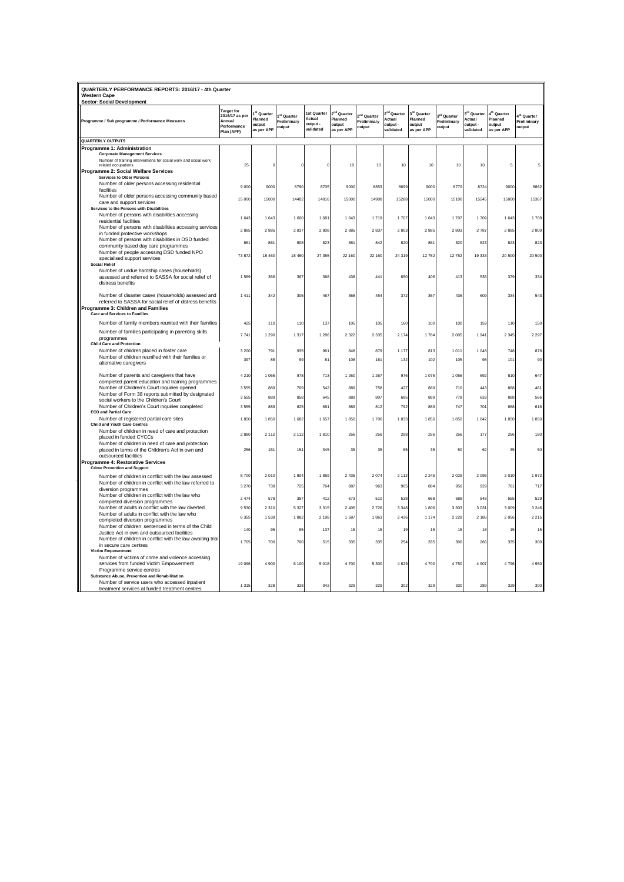**QUARTERLY PERFORMANCE REPORTS: 2016/17 - 4th Quarter**
**Western Cape**
**Sector: Social Development**

| Programme / Sub programme / Performance Measures | Target for 2016/17 as per Annual Performance Plan (APP) | 1st Quarter Planned output as per APP | 1st Quarter Preliminary output | 1st Quarter Actual output - validated | 2nd Quarter Planned output as per APP | 2nd Quarter Preliminary output | 2nd Quarter Actual output - validated | 3rd Quarter Planned output as per APP | 3rd Quarter Preliminary output | 3rd Quarter Actual output - validated | 4th Quarter Planned output as per APP | 4th Quarter Preliminary output |
|---|---|---|---|---|---|---|---|---|---|---|---|---|
| **QUARTERLY OUTPUTS** | | | | | | | | | | | | |
| **Programme 1: Administration** | | | | | | | | | | | | |
| **Corporate Management Services** | | | | | | | | | | | | |
| Number of training interventions for social work and social work related occupations | 25 | 0 | 0 | 0 | 10 | 10 | 10 | 10 | 10 | 10 | 5 | 5 |
| **Programme 2: Social Welfare Services** | | | | | | | | | | | | |
| **Services to Older Persons** | | | | | | | | | | | | |
| Number of older persons accessing residential facilities | 9 000 | 9000 | 8790 | 8705 | 9000 | 8853 | 8699 | 9000 | 8779 | 8724 | 9000 | 8862 |
| Number of older persons accessing community based care and support services | 15 000 | 15000 | 14402 | 14816 | 15000 | 14908 | 15288 | 15000 | 15108 | 15245 | 15000 | 15367 |
| **Services to the Persons with Disabilities** | | | | | | | | | | | | |
| Number of persons with disabilities accessing residential facilities | 1 643 | 1 643 | 1 600 | 1 681 | 1 643 | 1 719 | 1 707 | 1 643 | 1 707 | 1 709 | 1 643 | 1 709 |
| Number of persons with disabilities accessing services in funded protective workshops | 2 885 | 2 885 | 2 837 | 2 808 | 2 885 | 2 837 | 2 803 | 2 885 | 2 803 | 2 787 | 2 885 | 2 800 |
| Number of persons with disabilities in DSD funded community based day care programmes | 861 | 861 | 808 | 823 | 861 | 842 | 820 | 861 | 820 | 823 | 823 | 823 |
| Number of people accessing DSD funded NPO specialised support services | 73 872 | 18 460 | 18 460 | 27 355 | 22 160 | 22 160 | 24 319 | 12 752 | 12 752 | 19 333 | 20 500 | 20 500 |
| **Social Relief** | | | | | | | | | | | | |
| Number of undue hardship cases (households) assessed and referred to SASSA for social relief of distress benefits | 1 589 | 366 | 367 | 368 | 438 | 441 | 650 | 406 | 413 | 536 | 379 | 334 |
| Number of disaster cases (households) assessed and referred to SASSA for social relief of distress benefits | 1 411 | 342 | 305 | 467 | 368 | 454 | 372 | 367 | 436 | 609 | 334 | 543 |
| **Programme 3: Children and Families** | | | | | | | | | | | | |
| **Care and Services to Families** | | | | | | | | | | | | |
| Number of family members reunited with their families | 425 | 110 | 110 | 137 | 105 | 105 | 160 | 100 | 100 | 159 | 110 | 150 |
| Number of families participating in parenting skills programmes | 7 741 | 1 290 | 1 317 | 1 286 | 2 322 | 2 335 | 2 174 | 1 784 | 2 005 | 1 941 | 2 345 | 2 297 |
| **Child Care and Protection** | | | | | | | | | | | | |
| Number of children placed in foster care | 3 200 | 791 | 935 | 961 | 848 | 879 | 1 177 | 813 | 1 011 | 1 048 | 748 | 878 |
| Number of children reunified with their families or alternative caregivers | 397 | 86 | 99 | 81 | 108 | 161 | 132 | 102 | 105 | 98 | 101 | 90 |
| Number of parents and caregivers that have completed parent education and training programmes | 4 210 | 1 065 | 978 | 713 | 1 260 | 1 267 | 976 | 1 075 | 1 056 | 692 | 810 | 647 |
| Number of Children's Court inquiries opened | 3 555 | 889 | 709 | 542 | 889 | 758 | 427 | 889 | 710 | 443 | 888 | 461 |
| Number of Form 38 reports submitted by designated social workers to the Children's Court | 3 555 | 889 | 858 | 645 | 889 | 807 | 685 | 889 | 778 | 633 | 888 | 566 |
| Number of Children's Court inquiries completed | 3 555 | 889 | 825 | 691 | 889 | 812 | 792 | 889 | 747 | 701 | 888 | 616 |
| **ECD and Partial Care** | | | | | | | | | | | | |
| Number of registered partial care sites | 1 850 | 1 850 | 1 682 | 1 657 | 1 850 | 1 700 | 1 833 | 1 850 | 1 850 | 1 842 | 1 850 | 1 850 |
| **Child and Youth Care Centres** | | | | | | | | | | | | |
| Number of children in need of care and protection placed in funded CYCCs | 2 880 | 2 112 | 2 112 | 1 810 | 256 | 256 | 298 | 256 | 256 | 177 | 256 | 180 |
| Number of children in need of care and protection placed in terms of the Children's Act in own and outsourced facilities | 256 | 151 | 151 | 345 | 35 | 35 | 65 | 35 | 50 | 62 | 35 | 50 |
| **Programme 4: Restorative Services** | | | | | | | | | | | | |
| **Crime Prevention and Support** | | | | | | | | | | | | |
| Number of children in conflict with the law assessed | 8 700 | 2 010 | 1 804 | 1 859 | 2 435 | 2 074 | 2 112 | 2 245 | 2 029 | 2 096 | 2 010 | 1 972 |
| Number of children in conflict with the law referred to diversion programmes | 3 270 | 738 | 725 | 764 | 887 | 963 | 905 | 884 | 956 | 929 | 761 | 717 |
| Number of children in conflict with the law who completed diversion programmes | 2 474 | 578 | 357 | 412 | 673 | 510 | 538 | 668 | 688 | 548 | 555 | 529 |
| Number of adults in conflict with the law diverted | 9 530 | 2 310 | 5 327 | 3 315 | 2 405 | 2 726 | 3 348 | 1 806 | 3 303 | 3 031 | 3 009 | 3 246 |
| Number of adults in conflict with the law who completed diversion programmes | 6 355 | 1 538 | 1 882 | 2 198 | 1 587 | 1 863 | 2 436 | 1 174 | 2 228 | 2 186 | 2 056 | 2 215 |
| Number of children sentenced in terms of the Child Justice Act in own and outsourced facilities | 140 | 95 | 95 | 137 | 15 | 15 | 19 | 15 | 15 | 18 | 15 | 15 |
| Number of children in conflict with the law awaiting trial in secure care centres | 1 705 | 700 | 700 | 515 | 335 | 335 | 254 | 335 | 300 | 266 | 335 | 300 |
| **Victim Empowerment** | | | | | | | | | | | | |
| Number of victims of crime and violence accessing services from funded Victim Empowerment Programme service centres | 19 096 | 4 900 | 6 100 | 5 018 | 4 700 | 5 300 | 4 629 | 4 700 | 4 750 | 4 907 | 4 796 | 4 950 |
| **Substance Abuse, Prevention and Rehabilitation** | | | | | | | | | | | | |
| Number of service users who accessed inpatient treatment services at funded treatment centres | 1 315 | 328 | 328 | 342 | 329 | 329 | 302 | 329 | 330 | 289 | 329 | 300 |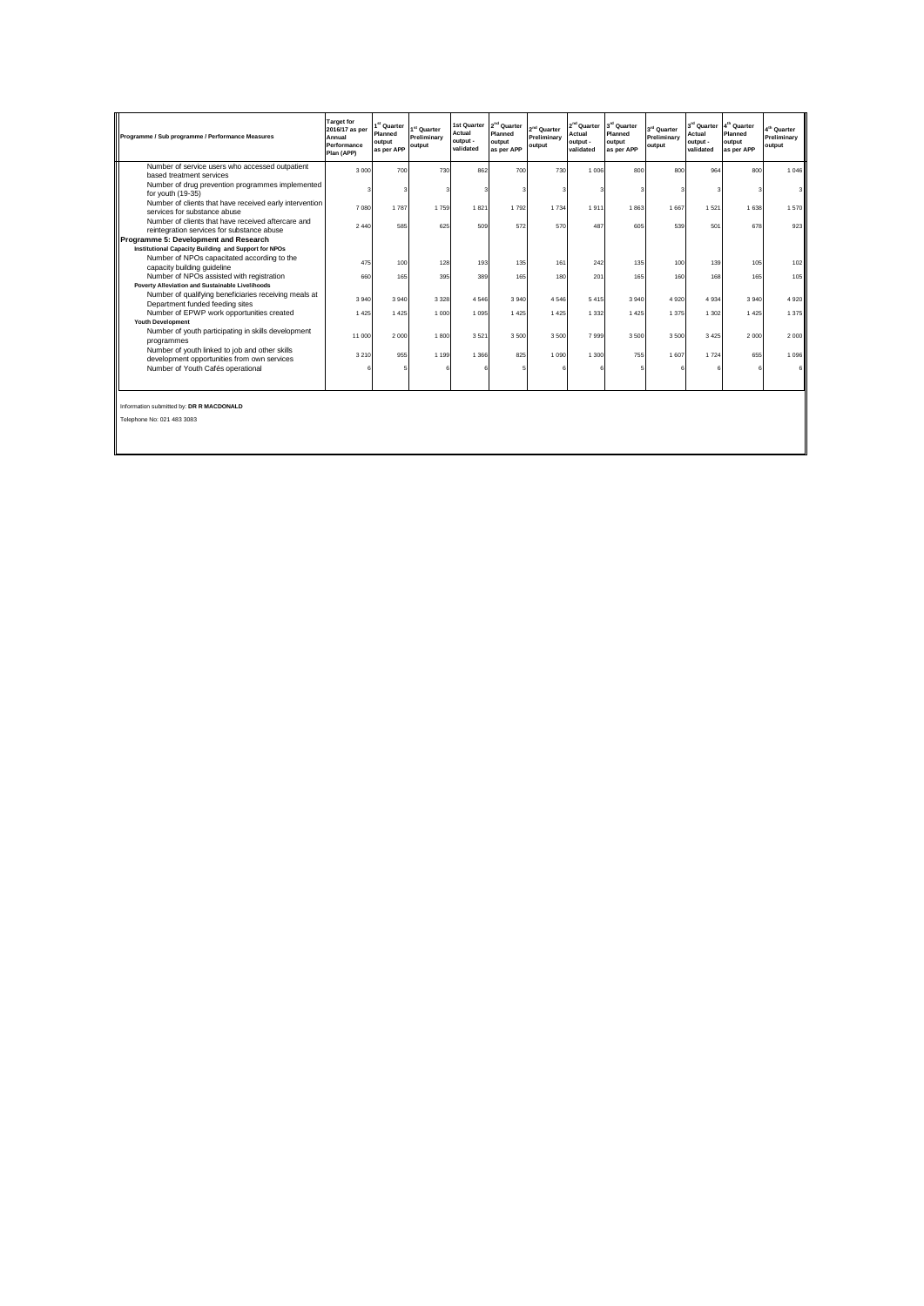| Programme / Sub programme / Performance Measures | Target for 2016/17 as per Annual Performance Plan (APP) | 1st Quarter Planned output as per APP | 1st Quarter Preliminary output | 1st Quarter Actual output - validated | 2nd Quarter Planned output as per APP | 2nd Quarter Preliminary output | 2nd Quarter Actual output - validated | 3rd Quarter Planned output as per APP | 3rd Quarter Preliminary output | 3rd Quarter Actual output - validated | 4th Quarter Planned output as per APP | 4th Quarter Preliminary output |
|---|---|---|---|---|---|---|---|---|---|---|---|---|
| Number of service users who accessed outpatient based treatment services | 3 000 | 700 | 730 | 862 | 700 | 730 | 1 006 | 800 | 800 | 964 | 800 | 1 046 |
| Number of drug prevention programmes implemented for youth (19-35) | 3 | 3 | 3 | 3 | 3 | 3 | 3 | 3 | 3 | 3 | 3 | 3 |
| Number of clients that have received early intervention services for substance abuse | 7 080 | 1 787 | 1 759 | 1 821 | 1 792 | 1 734 | 1 911 | 1 863 | 1 667 | 1 521 | 1 638 | 1 570 |
| Number of clients that have received aftercare and reintegration services for substance abuse | 2 440 | 585 | 625 | 509 | 572 | 570 | 487 | 605 | 539 | 501 | 678 | 923 |
| **Programme 5: Development and Research** | | | | | | | | | | | | |
| **Institutional Capacity Building and Support for NPOs** | | | | | | | | | | | | |
| Number of NPOs capacitated according to the capacity building guideline | 475 | 100 | 128 | 193 | 135 | 161 | 242 | 135 | 100 | 139 | 105 | 102 |
| Number of NPOs assisted with registration | 660 | 165 | 395 | 389 | 165 | 180 | 201 | 165 | 160 | 168 | 165 | 105 |
| **Poverty Alleviation and Sustainable Livelihoods** | | | | | | | | | | | | |
| Number of qualifying beneficiaries receiving meals at Department funded feeding sites | 3 940 | 3 940 | 3 328 | 4 546 | 3 940 | 4 546 | 5 415 | 3 940 | 4 920 | 4 934 | 3 940 | 4 920 |
| Number of EPWP work opportunities created | 1 425 | 1 425 | 1 000 | 1 095 | 1 425 | 1 425 | 1 332 | 1 425 | 1 375 | 1 302 | 1 425 | 1 375 |
| **Youth Development** | | | | | | | | | | | | |
| Number of youth participating in skills development programmes | 11 000 | 2 000 | 1 800 | 3 521 | 3 500 | 3 500 | 7 999 | 3 500 | 3 500 | 3 425 | 2 000 | 2 000 |
| Number of youth linked to job and other skills development opportunities from own services | 3 210 | 955 | 1 199 | 1 366 | 825 | 1 090 | 1 300 | 755 | 1 607 | 1 724 | 655 | 1 096 |
| Number of Youth Cafés operational | 6 | 5 | 6 | 6 | 5 | 6 | 6 | 5 | 6 | 6 | 6 | 6 |

Information submitted by: **DR R MACDONALD**

Telephone No: 021 483 3083